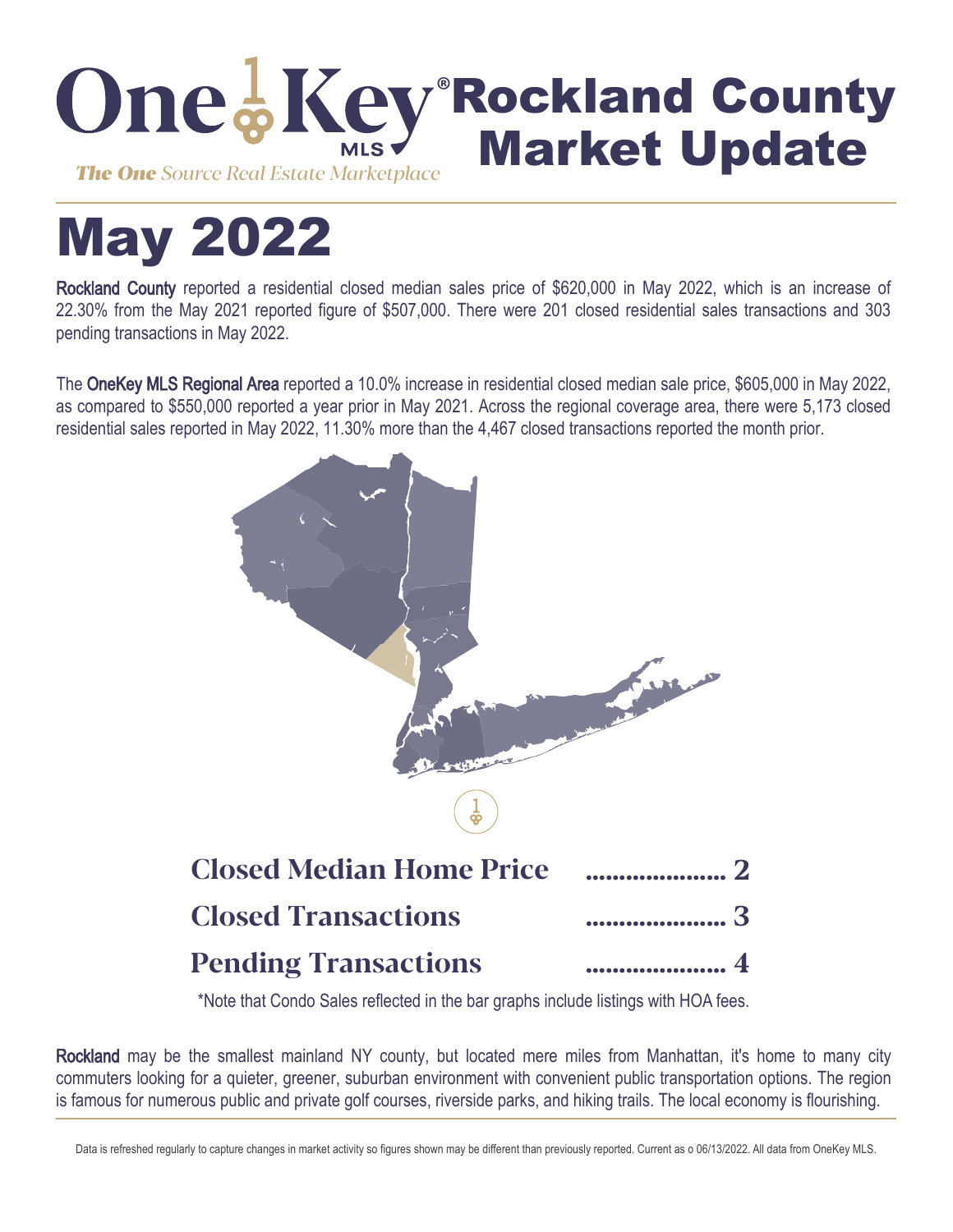# OneKey® MLS Rockland County Market Update

*The One Source Real Estate Marketplace*

# May 2022

Rockland County reported a residential closed median sales price of $620,000 in May 2022, which is an increase of 22.30% from the May 2021 reported figure of $507,000. There were 201 closed residential sales transactions and 303 pending transactions in May 2022.

The OneKey MLS Regional Area reported a 10.0% increase in residential closed median sale price, $605,000 in May 2022, as compared to $550,000 reported a year prior in May 2021. Across the regional coverage area, there were 5,173 closed residential sales reported in May 2022, 11.30% more than the 4,467 closed transactions reported the month prior.

| | |
|---|---|
| **Closed Median Home Price** | 2 |
| **Closed Transactions** | 3 |
| **Pending Transactions** | 4 |

*Note that Condo Sales reflected in the bar graphs include listings with HOA fees.

Rockland may be the smallest mainland NY county, but located mere miles from Manhattan, it's home to many city commuters looking for a quieter, greener, suburban environment with convenient public transportation options. The region is famous for numerous public and private golf courses, riverside parks, and hiking trails. The local economy is flourishing.

Data is refreshed regularly to capture changes in market activity so figures shown may be different than previously reported. Current as o 06/13/2022. All data from OneKey MLS.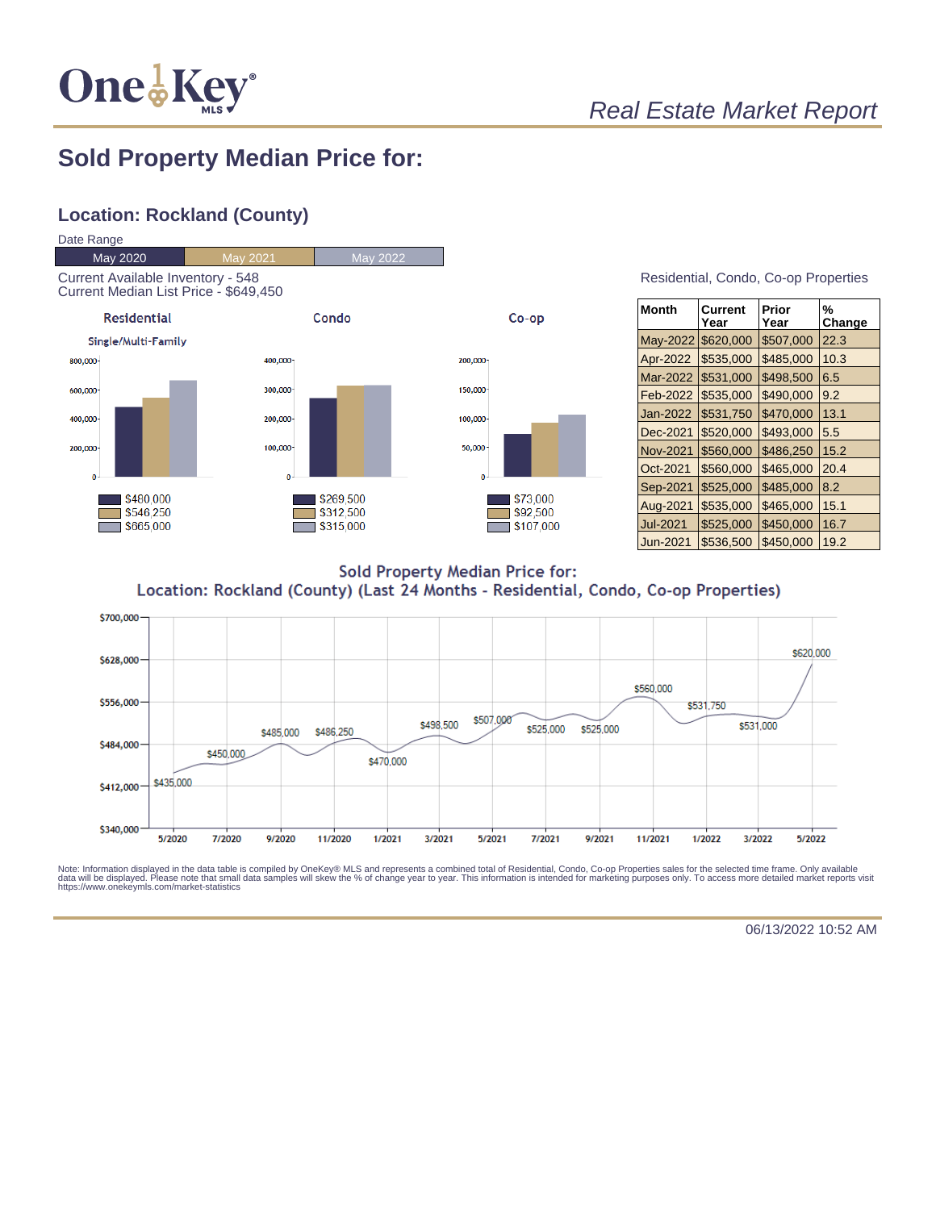*Real Estate Market Report*

# Sold Property Median Price for:

## Location: Rockland (County)

Date Range

| May 2020 | May 2021 | May 2022 |
|---|---|---|

Current Available Inventory - 548
Current Median List Price - $649,450

**Residential** — Single/Multi-Family

- $480,000
- $546,250
- $665,000

**Condo**

- $269,500
- $312,500
- $315,000

**Co-op**

- $73,000
- $92,500
- $107,000

Residential, Condo, Co-op Properties

| Month | Current Year | Prior Year | % Change |
|---|---|---|---|
| May-2022 | $620,000 | $507,000 | 22.3 |
| Apr-2022 | $535,000 | $485,000 | 10.3 |
| Mar-2022 | $531,000 | $498,500 | 6.5 |
| Feb-2022 | $535,000 | $490,000 | 9.2 |
| Jan-2022 | $531,750 | $470,000 | 13.1 |
| Dec-2021 | $520,000 | $493,000 | 5.5 |
| Nov-2021 | $560,000 | $486,250 | 15.2 |
| Oct-2021 | $560,000 | $465,000 | 20.4 |
| Sep-2021 | $525,000 | $485,000 | 8.2 |
| Aug-2021 | $535,000 | $465,000 | 15.1 |
| Jul-2021 | $525,000 | $450,000 | 16.7 |
| Jun-2021 | $536,500 | $450,000 | 19.2 |

**Sold Property Median Price for:**
**Location: Rockland (County) (Last 24 Months - Residential, Condo, Co-op Properties)**

Labeled points: 5/2020 $435,000; $450,000; $485,000; $486,250; $470,000; $498,500; $507,000; $525,000; $525,000; $560,000; $531,750; $531,000; 5/2022 $620,000

Note: Information displayed in the data table is compiled by OneKey® MLS and represents a combined total of Residential, Condo, Co-op Properties sales for the selected time frame. Only available data will be displayed. Please note that small data samples will skew the % of change year to year. This information is intended for marketing purposes only. To access more detailed market reports visit https://www.onekeymls.com/market-statistics

06/13/2022 10:52 AM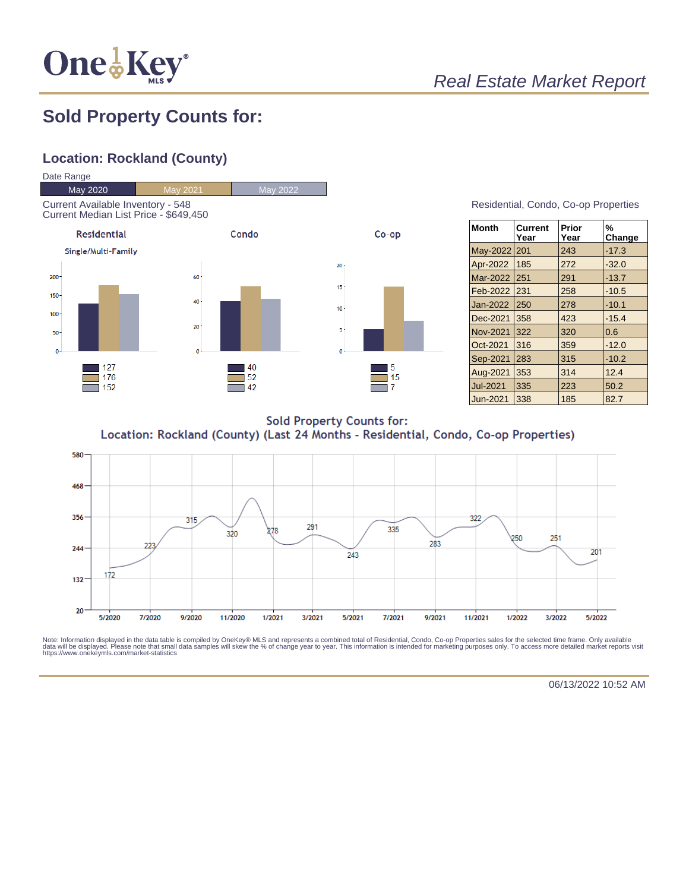# Sold Property Counts for:

## Location: Rockland (County)

Date Range

| May 2020 | May 2021 | May 2022 |
|---|---|---|

Current Available Inventory - 548
Current Median List Price - $649,450

**Residential** (Single/Multi-Family)

- May 2020: 127
- May 2021: 176
- May 2022: 152

**Condo**

- May 2020: 40
- May 2021: 52
- May 2022: 42

**Co-op**

- May 2020: 5
- May 2021: 15
- May 2022: 7

Residential, Condo, Co-op Properties

| Month | Current Year | Prior Year | % Change |
|---|---|---|---|
| May-2022 | 201 | 243 | -17.3 |
| Apr-2022 | 185 | 272 | -32.0 |
| Mar-2022 | 251 | 291 | -13.7 |
| Feb-2022 | 231 | 258 | -10.5 |
| Jan-2022 | 250 | 278 | -10.1 |
| Dec-2021 | 358 | 423 | -15.4 |
| Nov-2021 | 322 | 320 | 0.6 |
| Oct-2021 | 316 | 359 | -12.0 |
| Sep-2021 | 283 | 315 | -10.2 |
| Aug-2021 | 353 | 314 | 12.4 |
| Jul-2021 | 335 | 223 | 50.2 |
| Jun-2021 | 338 | 185 | 82.7 |

Sold Property Counts for:
Location: Rockland (County) (Last 24 Months - Residential, Condo, Co-op Properties)

| Month | Count |
|---|---|
| 5/2020 | 172 |
| 7/2020 | 223 |
| 9/2020 | 315 |
| 11/2020 | 320 |
| 1/2021 | 278 |
| 3/2021 | 291 |
| 5/2021 | 243 |
| 7/2021 | 335 |
| 9/2021 | 283 |
| 11/2021 | 322 |
| 1/2022 | 250 |
| 3/2022 | 251 |
| 5/2022 | 201 |

Note: Information displayed in the data table is compiled by OneKey® MLS and represents a combined total of Residential, Condo, Co-op Properties sales for the selected time frame. Only available data will be displayed. Please note that small data samples will skew the % of change year to year. This information is intended for marketing purposes only. To access more detailed market reports visit https://www.onekeymls.com/market-statistics

06/13/2022 10:52 AM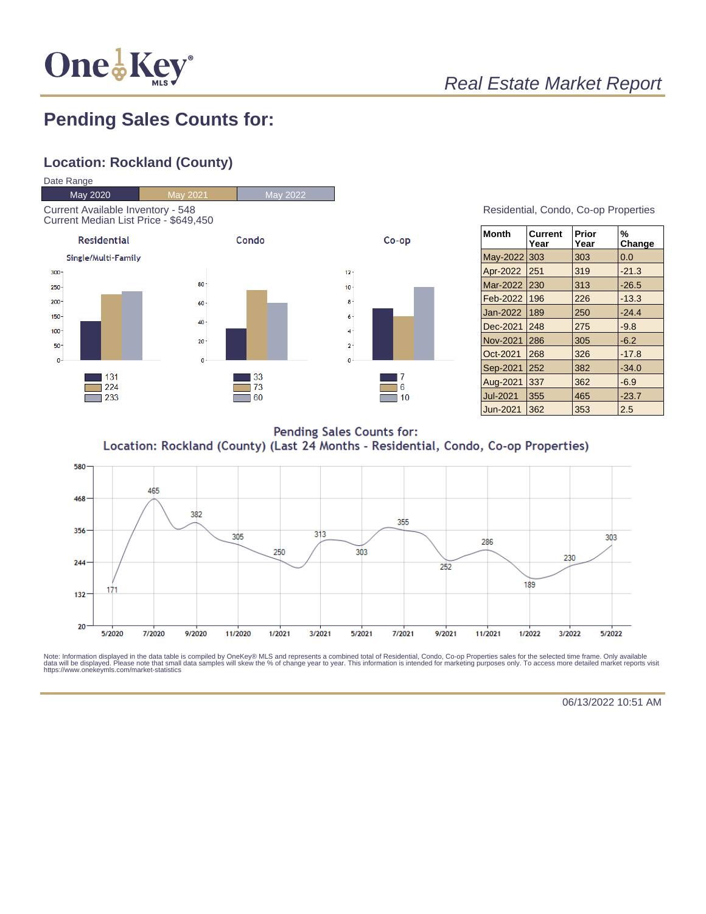# Pending Sales Counts for:

## Location: Rockland (County)

Date Range

May 2020 | May 2021 | May 2022

Current Available Inventory - 548
Current Median List Price - $649,450

Residential
Single/Multi-Family

131
224
233

Condo

33
73
60

Co-op

7
6
10

Residential, Condo, Co-op Properties

| Month | Current Year | Prior Year | % Change |
|---|---|---|---|
| May-2022 | 303 | 303 | 0.0 |
| Apr-2022 | 251 | 319 | -21.3 |
| Mar-2022 | 230 | 313 | -26.5 |
| Feb-2022 | 196 | 226 | -13.3 |
| Jan-2022 | 189 | 250 | -24.4 |
| Dec-2021 | 248 | 275 | -9.8 |
| Nov-2021 | 286 | 305 | -6.2 |
| Oct-2021 | 268 | 326 | -17.8 |
| Sep-2021 | 252 | 382 | -34.0 |
| Aug-2021 | 337 | 362 | -6.9 |
| Jul-2021 | 355 | 465 | -23.7 |
| Jun-2021 | 362 | 353 | 2.5 |

Pending Sales Counts for:
Location: Rockland (County) (Last 24 Months - Residential, Condo, Co-op Properties)

171, 465, 382, 305, 250, 313, 303, 355, 252, 286, 189, 230, 303

5/2020, 7/2020, 9/2020, 11/2020, 1/2021, 3/2021, 5/2021, 7/2021, 9/2021, 11/2021, 1/2022, 3/2022, 5/2022

Note: Information displayed in the data table is compiled by OneKey® MLS and represents a combined total of Residential, Condo, Co-op Properties sales for the selected time frame. Only available data will be displayed. Please note that small data samples will skew the % of change year to year. This information is intended for marketing purposes only. To access more detailed market reports visit https://www.onekeymls.com/market-statistics

06/13/2022 10:51 AM